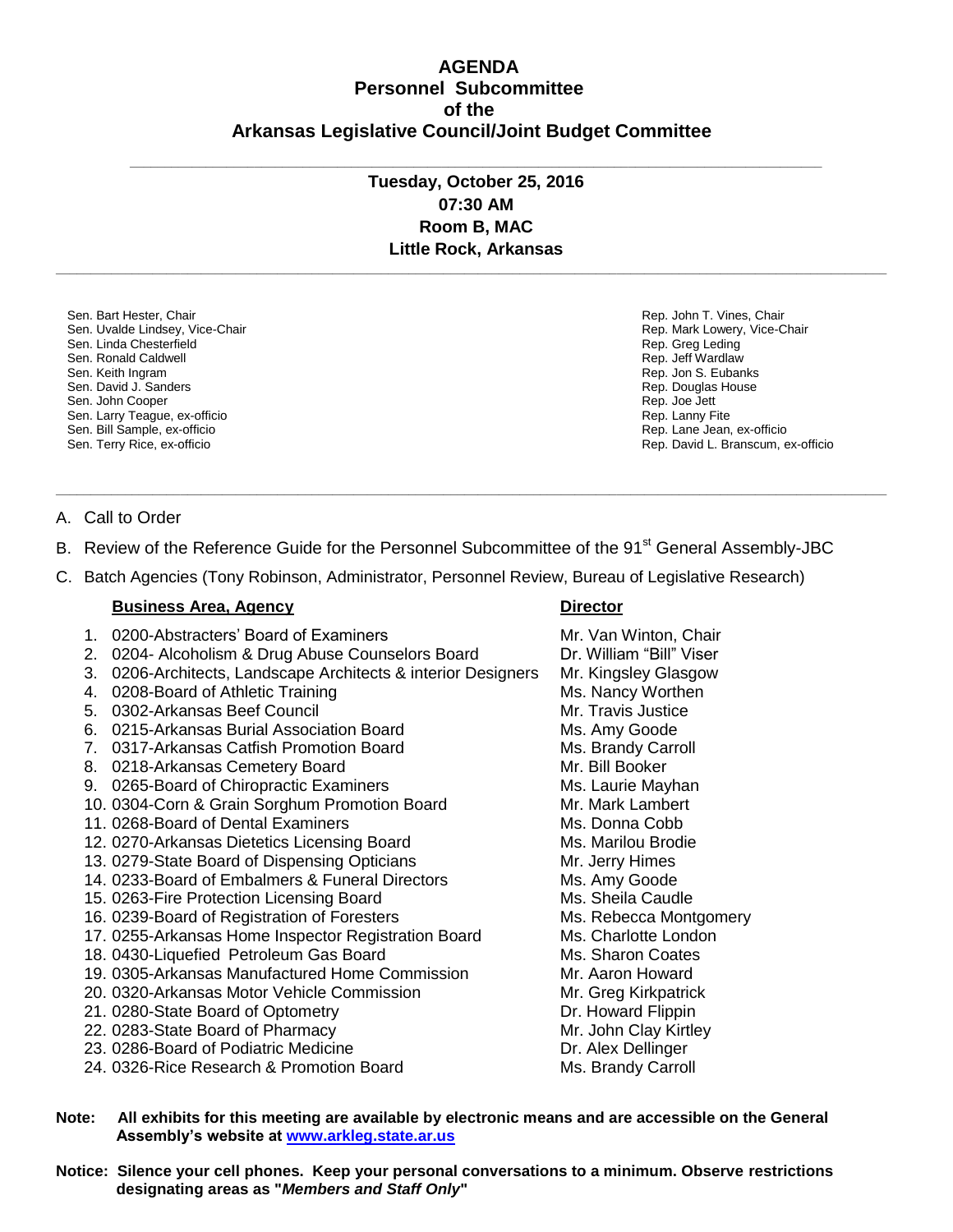# AGENDA
## Personnel Subcommittee
## of the
## Arkansas Legislative Council/Joint Budget Committee

---

### Tuesday, October 25, 2016
### 07:30 AM
### Room B, MAC
### Little Rock, Arkansas

---

Sen. Bart Hester, Chair
Sen. Uvalde Lindsey, Vice-Chair
Sen. Linda Chesterfield
Sen. Ronald Caldwell
Sen. Keith Ingram
Sen. David J. Sanders
Sen. John Cooper
Sen. Larry Teague, ex-officio
Sen. Bill Sample, ex-officio
Sen. Terry Rice, ex-officio

Rep. John T. Vines, Chair
Rep. Mark Lowery, Vice-Chair
Rep. Greg Leding
Rep. Jeff Wardlaw
Rep. Jon S. Eubanks
Rep. Douglas House
Rep. Joe Jett
Rep. Lanny Fite
Rep. Lane Jean, ex-officio
Rep. David L. Branscum, ex-officio

---

A. Call to Order

B. Review of the Reference Guide for the Personnel Subcommittee of the 91st General Assembly-JBC

C. Batch Agencies (Tony Robinson, Administrator, Personnel Review, Bureau of Legislative Research)

| **Business Area, Agency** | **Director** |
|---|---|
| 1. 0200-Abstracters' Board of Examiners | Mr. Van Winton, Chair |
| 2. 0204- Alcoholism & Drug Abuse Counselors Board | Dr. William "Bill" Viser |
| 3. 0206-Architects, Landscape Architects & interior Designers | Mr. Kingsley Glasgow |
| 4. 0208-Board of Athletic Training | Ms. Nancy Worthen |
| 5. 0302-Arkansas Beef Council | Mr. Travis Justice |
| 6. 0215-Arkansas Burial Association Board | Ms. Amy Goode |
| 7. 0317-Arkansas Catfish Promotion Board | Ms. Brandy Carroll |
| 8. 0218-Arkansas Cemetery Board | Mr. Bill Booker |
| 9. 0265-Board of Chiropractic Examiners | Ms. Laurie Mayhan |
| 10. 0304-Corn & Grain Sorghum Promotion Board | Mr. Mark Lambert |
| 11. 0268-Board of Dental Examiners | Ms. Donna Cobb |
| 12. 0270-Arkansas Dietetics Licensing Board | Ms. Marilou Brodie |
| 13. 0279-State Board of Dispensing Opticians | Mr. Jerry Himes |
| 14. 0233-Board of Embalmers & Funeral Directors | Ms. Amy Goode |
| 15. 0263-Fire Protection Licensing Board | Ms. Sheila Caudle |
| 16. 0239-Board of Registration of Foresters | Ms. Rebecca Montgomery |
| 17. 0255-Arkansas Home Inspector Registration Board | Ms. Charlotte London |
| 18. 0430-Liquefied Petroleum Gas Board | Ms. Sharon Coates |
| 19. 0305-Arkansas Manufactured Home Commission | Mr. Aaron Howard |
| 20. 0320-Arkansas Motor Vehicle Commission | Mr. Greg Kirkpatrick |
| 21. 0280-State Board of Optometry | Dr. Howard Flippin |
| 22. 0283-State Board of Pharmacy | Mr. John Clay Kirtley |
| 23. 0286-Board of Podiatric Medicine | Dr. Alex Dellinger |
| 24. 0326-Rice Research & Promotion Board | Ms. Brandy Carroll |

**Note: All exhibits for this meeting are available by electronic means and are accessible on the General Assembly's website at [www.arkleg.state.ar.us](http://www.arkleg.state.ar.us)**

**Notice: Silence your cell phones. Keep your personal conversations to a minimum. Observe restrictions designating areas as "*Members and Staff Only*"**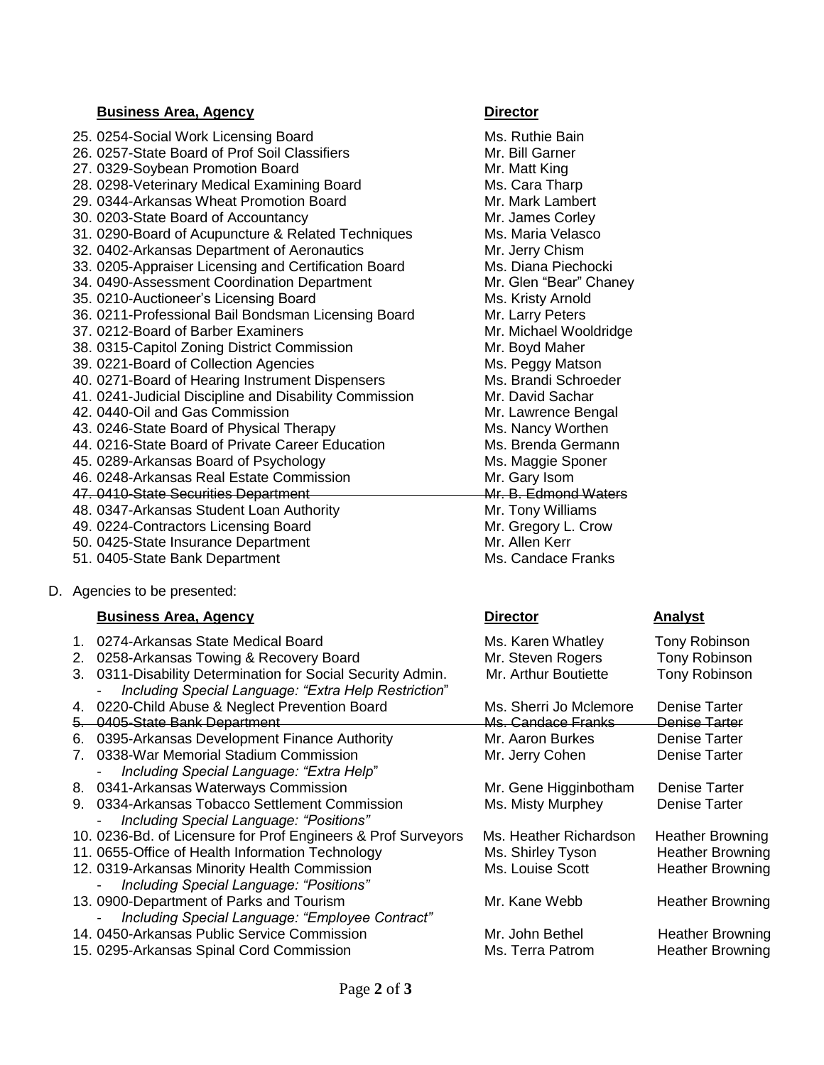| Business Area, Agency | Director |
|---|---|
| 25. 0254-Social Work Licensing Board | Ms. Ruthie Bain |
| 26. 0257-State Board of Prof Soil Classifiers | Mr. Bill Garner |
| 27. 0329-Soybean Promotion Board | Mr. Matt King |
| 28. 0298-Veterinary Medical Examining Board | Ms. Cara Tharp |
| 29. 0344-Arkansas Wheat Promotion Board | Mr. Mark Lambert |
| 30. 0203-State Board of Accountancy | Mr. James Corley |
| 31. 0290-Board of Acupuncture & Related Techniques | Ms. Maria Velasco |
| 32. 0402-Arkansas Department of Aeronautics | Mr. Jerry Chism |
| 33. 0205-Appraiser Licensing and Certification Board | Ms. Diana Piechocki |
| 34. 0490-Assessment Coordination Department | Mr. Glen "Bear" Chaney |
| 35. 0210-Auctioneer's Licensing Board | Ms. Kristy Arnold |
| 36. 0211-Professional Bail Bondsman Licensing Board | Mr. Larry Peters |
| 37. 0212-Board of Barber Examiners | Mr. Michael Wooldridge |
| 38. 0315-Capitol Zoning District Commission | Mr. Boyd Maher |
| 39. 0221-Board of Collection Agencies | Ms. Peggy Matson |
| 40. 0271-Board of Hearing Instrument Dispensers | Ms. Brandi Schroeder |
| 41. 0241-Judicial Discipline and Disability Commission | Mr. David Sachar |
| 42. 0440-Oil and Gas Commission | Mr. Lawrence Bengal |
| 43. 0246-State Board of Physical Therapy | Ms. Nancy Worthen |
| 44. 0216-State Board of Private Career Education | Ms. Brenda Germann |
| 45. 0289-Arkansas Board of Psychology | Ms. Maggie Sponer |
| 46. 0248-Arkansas Real Estate Commission | Mr. Gary Isom |
| ~~47. 0410-State Securities Department~~ | ~~Mr. B. Edmond Waters~~ |
| 48. 0347-Arkansas Student Loan Authority | Mr. Tony Williams |
| 49. 0224-Contractors Licensing Board | Mr. Gregory L. Crow |
| 50. 0425-State Insurance Department | Mr. Allen Kerr |
| 51. 0405-State Bank Department | Ms. Candace Franks |

D. Agencies to be presented:

| Business Area, Agency | Director | Analyst |
|---|---|---|
| 1. 0274-Arkansas State Medical Board | Ms. Karen Whatley | Tony Robinson |
| 2. 0258-Arkansas Towing & Recovery Board | Mr. Steven Rogers | Tony Robinson |
| 3. 0311-Disability Determination for Social Security Admin.<br>- *Including Special Language: "Extra Help Restriction"* | Mr. Arthur Boutiette | Tony Robinson |
| 4. 0220-Child Abuse & Neglect Prevention Board | Ms. Sherri Jo Mclemore | Denise Tarter |
| ~~5. 0405-State Bank Department~~ | ~~Ms. Candace Franks~~ | ~~Denise Tarter~~ |
| 6. 0395-Arkansas Development Finance Authority | Mr. Aaron Burkes | Denise Tarter |
| 7. 0338-War Memorial Stadium Commission<br>- *Including Special Language: "Extra Help"* | Mr. Jerry Cohen | Denise Tarter |
| 8. 0341-Arkansas Waterways Commission | Mr. Gene Higginbotham | Denise Tarter |
| 9. 0334-Arkansas Tobacco Settlement Commission<br>- *Including Special Language: "Positions"* | Ms. Misty Murphey | Denise Tarter |
| 10. 0236-Bd. of Licensure for Prof Engineers & Prof Surveyors | Ms. Heather Richardson | Heather Browning |
| 11. 0655-Office of Health Information Technology | Ms. Shirley Tyson | Heather Browning |
| 12. 0319-Arkansas Minority Health Commission<br>- *Including Special Language: "Positions"* | Ms. Louise Scott | Heather Browning |
| 13. 0900-Department of Parks and Tourism<br>- *Including Special Language: "Employee Contract"* | Mr. Kane Webb | Heather Browning |
| 14. 0450-Arkansas Public Service Commission | Mr. John Bethel | Heather Browning |
| 15. 0295-Arkansas Spinal Cord Commission | Ms. Terra Patrom | Heather Browning |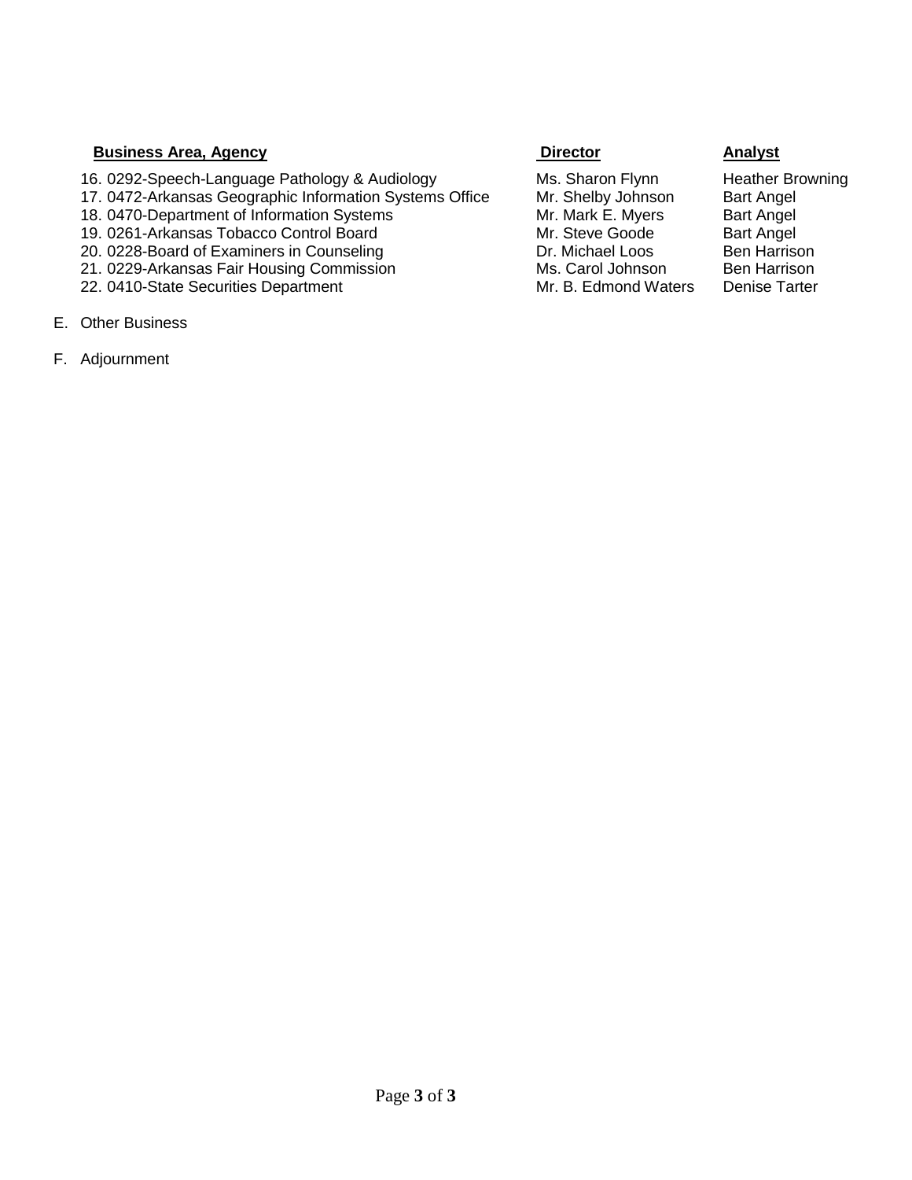| Business Area, Agency | Director | Analyst |
| --- | --- | --- |
| 16. 0292-Speech-Language Pathology & Audiology | Ms. Sharon Flynn | Heather Browning |
| 17. 0472-Arkansas Geographic Information Systems Office | Mr. Shelby Johnson | Bart Angel |
| 18. 0470-Department of Information Systems | Mr. Mark E. Myers | Bart Angel |
| 19. 0261-Arkansas Tobacco Control Board | Mr. Steve Goode | Bart Angel |
| 20. 0228-Board of Examiners in Counseling | Dr. Michael Loos | Ben Harrison |
| 21. 0229-Arkansas Fair Housing Commission | Ms. Carol Johnson | Ben Harrison |
| 22. 0410-State Securities Department | Mr. B. Edmond Waters | Denise Tarter |

E. Other Business

F. Adjournment